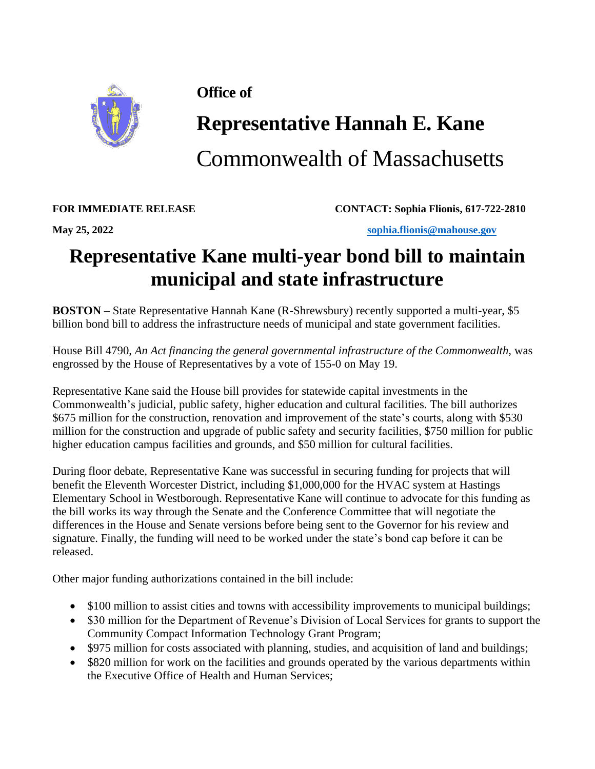**Office of**

# Representative Hannah E. Kane

Commonwealth of Massachusetts

**FOR IMMEDIATE RELEASE** **CONTACT: Sophia Flionis, 617-722-2810**

**May 25, 2022** **sophia.flionis@mahouse.gov**

# Representative Kane multi-year bond bill to maintain municipal and state infrastructure

**BOSTON –** State Representative Hannah Kane (R-Shrewsbury) recently supported a multi-year, $5 billion bond bill to address the infrastructure needs of municipal and state government facilities.

House Bill 4790, *An Act financing the general governmental infrastructure of the Commonwealth,* was engrossed by the House of Representatives by a vote of 155-0 on May 19.

Representative Kane said the House bill provides for statewide capital investments in the Commonwealth's judicial, public safety, higher education and cultural facilities. The bill authorizes $675 million for the construction, renovation and improvement of the state's courts, along with $530 million for the construction and upgrade of public safety and security facilities, $750 million for public higher education campus facilities and grounds, and $50 million for cultural facilities.

During floor debate, Representative Kane was successful in securing funding for projects that will benefit the Eleventh Worcester District, including $1,000,000 for the HVAC system at Hastings Elementary School in Westborough. Representative Kane will continue to advocate for this funding as the bill works its way through the Senate and the Conference Committee that will negotiate the differences in the House and Senate versions before being sent to the Governor for his review and signature. Finally, the funding will need to be worked under the state's bond cap before it can be released.

Other major funding authorizations contained in the bill include:

- $100 million to assist cities and towns with accessibility improvements to municipal buildings;
- $30 million for the Department of Revenue's Division of Local Services for grants to support the Community Compact Information Technology Grant Program;
- $975 million for costs associated with planning, studies, and acquisition of land and buildings;
- $820 million for work on the facilities and grounds operated by the various departments within the Executive Office of Health and Human Services;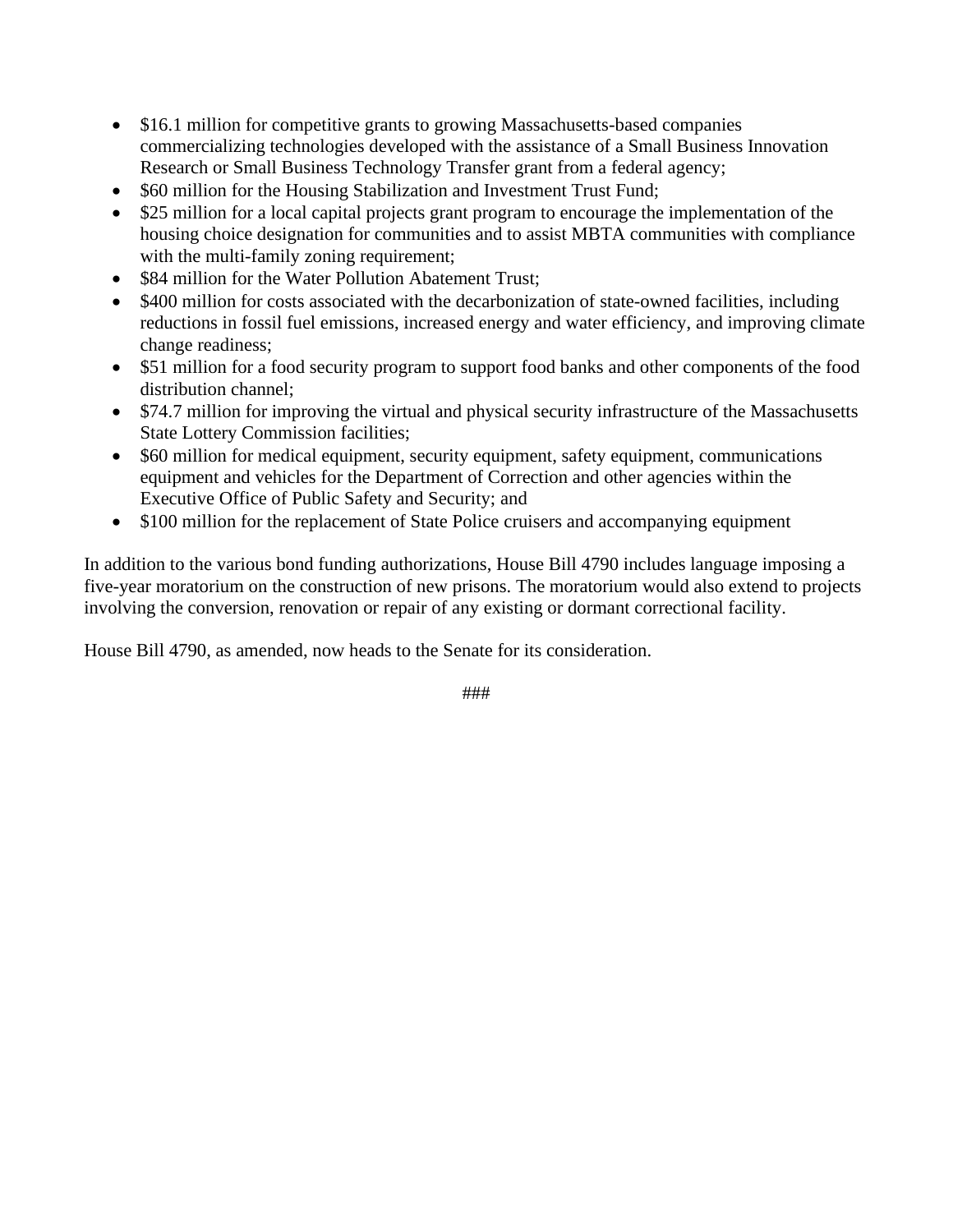- $16.1 million for competitive grants to growing Massachusetts-based companies commercializing technologies developed with the assistance of a Small Business Innovation Research or Small Business Technology Transfer grant from a federal agency;
- $60 million for the Housing Stabilization and Investment Trust Fund;
- $25 million for a local capital projects grant program to encourage the implementation of the housing choice designation for communities and to assist MBTA communities with compliance with the multi-family zoning requirement;
- $84 million for the Water Pollution Abatement Trust;
- $400 million for costs associated with the decarbonization of state-owned facilities, including reductions in fossil fuel emissions, increased energy and water efficiency, and improving climate change readiness;
- $51 million for a food security program to support food banks and other components of the food distribution channel;
- $74.7 million for improving the virtual and physical security infrastructure of the Massachusetts State Lottery Commission facilities;
- $60 million for medical equipment, security equipment, safety equipment, communications equipment and vehicles for the Department of Correction and other agencies within the Executive Office of Public Safety and Security; and
- $100 million for the replacement of State Police cruisers and accompanying equipment

In addition to the various bond funding authorizations, House Bill 4790 includes language imposing a five-year moratorium on the construction of new prisons. The moratorium would also extend to projects involving the conversion, renovation or repair of any existing or dormant correctional facility.

House Bill 4790, as amended, now heads to the Senate for its consideration.

###